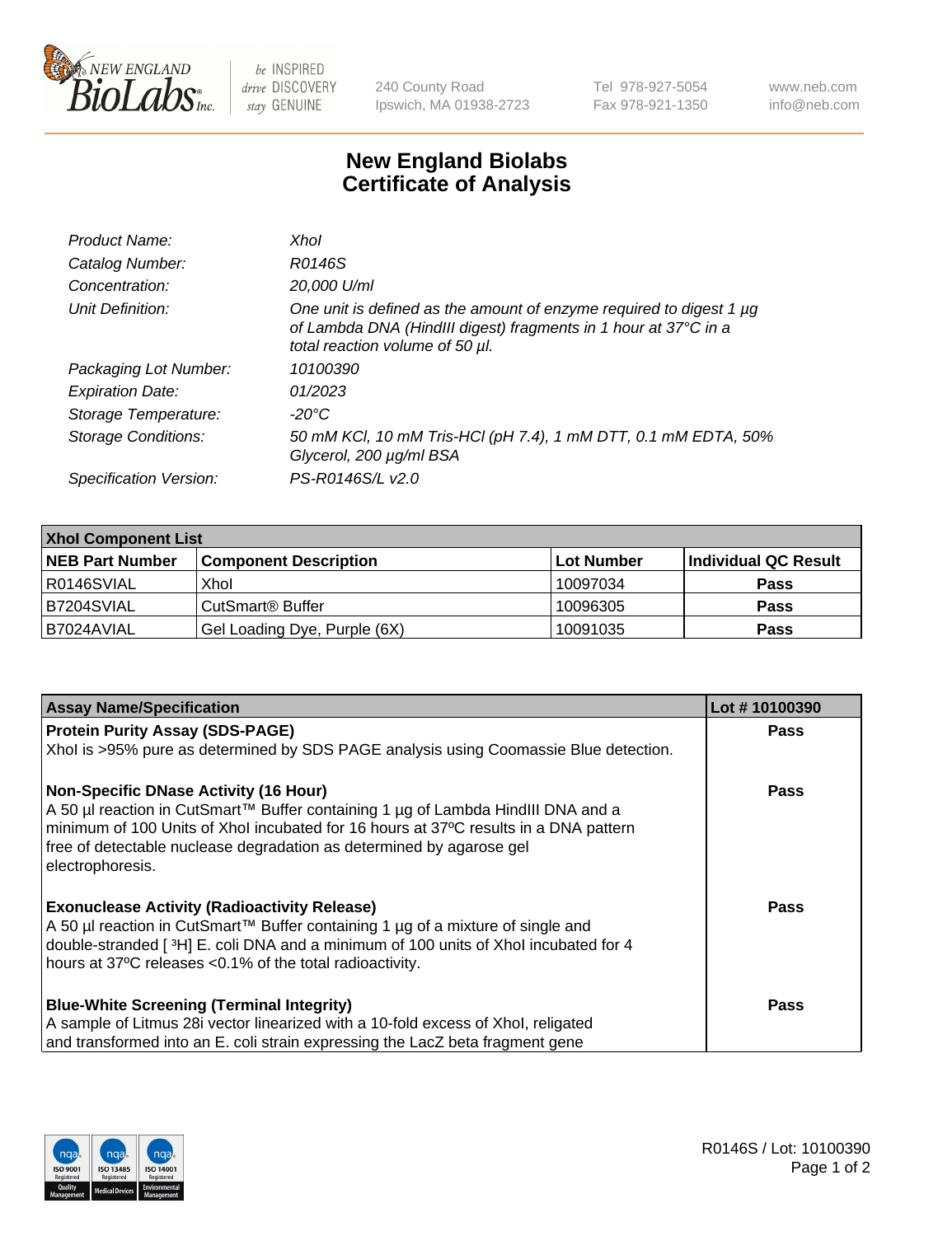New England BioLabs Inc. — be INSPIRED drive DISCOVERY stay GENUINE

240 County Road
Ipswich, MA 01938-2723

Tel 978-927-5054
Fax 978-921-1350

www.neb.com
info@neb.com

# New England Biolabs
# Certificate of Analysis

| | |
|---|---|
| *Product Name:* | *XhoI* |
| *Catalog Number:* | *R0146S* |
| *Concentration:* | *20,000 U/ml* |
| *Unit Definition:* | *One unit is defined as the amount of enzyme required to digest 1 µg of Lambda DNA (HindIII digest) fragments in 1 hour at 37°C in a total reaction volume of 50 µl.* |
| *Packaging Lot Number:* | *10100390* |
| *Expiration Date:* | *01/2023* |
| *Storage Temperature:* | *-20°C* |
| *Storage Conditions:* | *50 mM KCl, 10 mM Tris-HCl (pH 7.4), 1 mM DTT, 0.1 mM EDTA, 50% Glycerol, 200 µg/ml BSA* |
| *Specification Version:* | *PS-R0146S/L v2.0* |

| **XhoI Component List** | | | |
|---|---|---|---|
| **NEB Part Number** | **Component Description** | **Lot Number** | **Individual QC Result** |
| R0146SVIAL | XhoI | 10097034 | **Pass** |
| B7204SVIAL | CutSmart® Buffer | 10096305 | **Pass** |
| B7024AVIAL | Gel Loading Dye, Purple (6X) | 10091035 | **Pass** |

| **Assay Name/Specification** | **Lot # 10100390** |
|---|---|
| **Protein Purity Assay (SDS-PAGE)**<br>XhoI is >95% pure as determined by SDS PAGE analysis using Coomassie Blue detection. | **Pass** |
| **Non-Specific DNase Activity (16 Hour)**<br>A 50 µl reaction in CutSmart™ Buffer containing 1 µg of Lambda HindIII DNA and a minimum of 100 Units of XhoI incubated for 16 hours at 37ºC results in a DNA pattern free of detectable nuclease degradation as determined by agarose gel electrophoresis. | **Pass** |
| **Exonuclease Activity (Radioactivity Release)**<br>A 50 µl reaction in CutSmart™ Buffer containing 1 µg of a mixture of single and double-stranded [ $^{3}$H] E. coli DNA and a minimum of 100 units of XhoI incubated for 4 hours at 37ºC releases <0.1% of the total radioactivity. | **Pass** |
| **Blue-White Screening (Terminal Integrity)**<br>A sample of Litmus 28i vector linearized with a 10-fold excess of XhoI, religated and transformed into an E. coli strain expressing the LacZ beta fragment gene | **Pass** |

R0146S / Lot: 10100390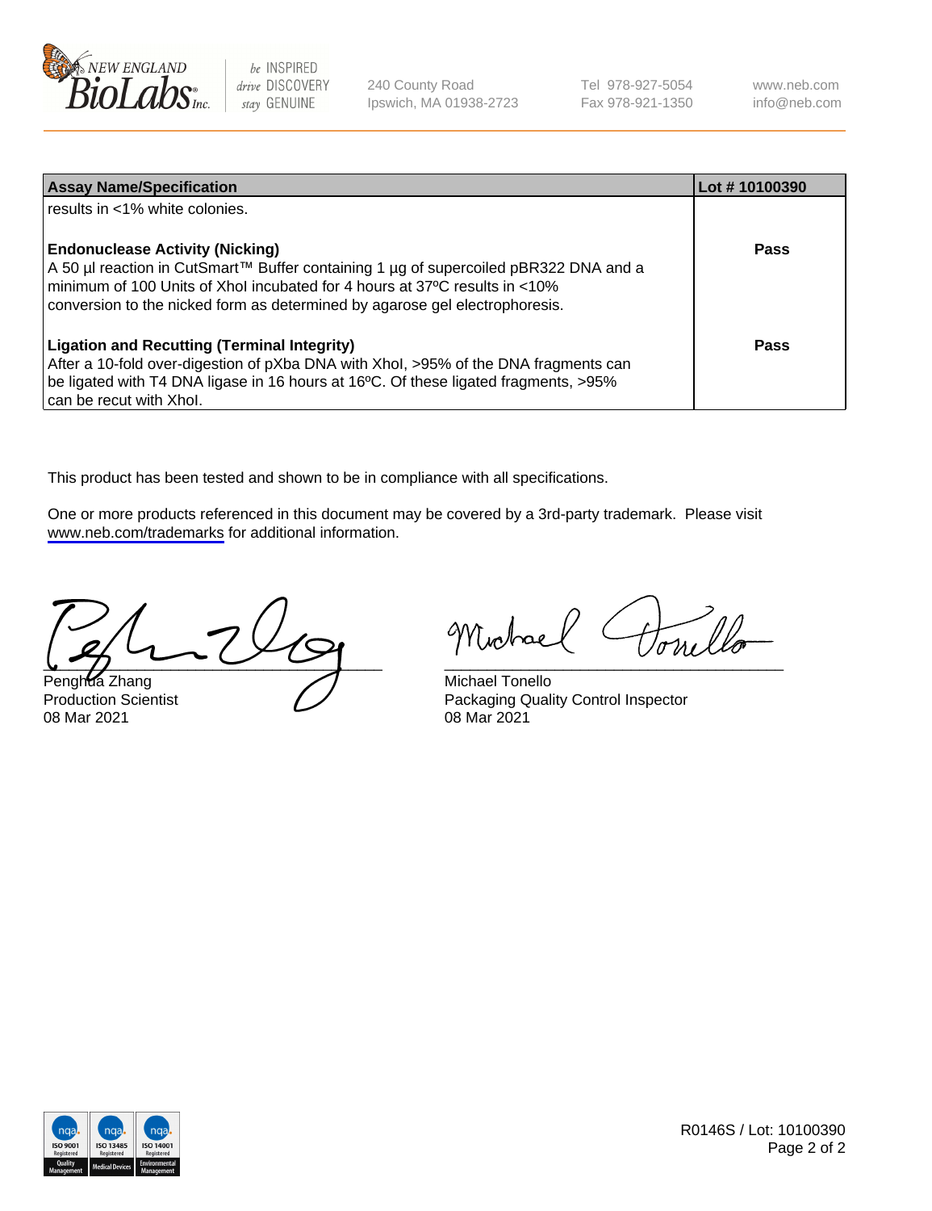| Assay Name/Specification | Lot # 10100390 |
| --- | --- |
| results in <1% white colonies. | |
| **Endonuclease Activity (Nicking)**<br>A 50 µl reaction in CutSmart™ Buffer containing 1 µg of supercoiled pBR322 DNA and a minimum of 100 Units of XhoI incubated for 4 hours at 37ºC results in <10% conversion to the nicked form as determined by agarose gel electrophoresis. | **Pass** |
| **Ligation and Recutting (Terminal Integrity)**<br>After a 10-fold over-digestion of pXba DNA with XhoI, >95% of the DNA fragments can be ligated with T4 DNA ligase in 16 hours at 16ºC. Of these ligated fragments, >95% can be recut with XhoI. | **Pass** |

This product has been tested and shown to be in compliance with all specifications.

One or more products referenced in this document may be covered by a 3rd-party trademark. Please visit www.neb.com/trademarks for additional information.

Penghua Zhang
Production Scientist
08 Mar 2021

Michael Tonello
Packaging Quality Control Inspector
08 Mar 2021

R0146S / Lot: 10100390